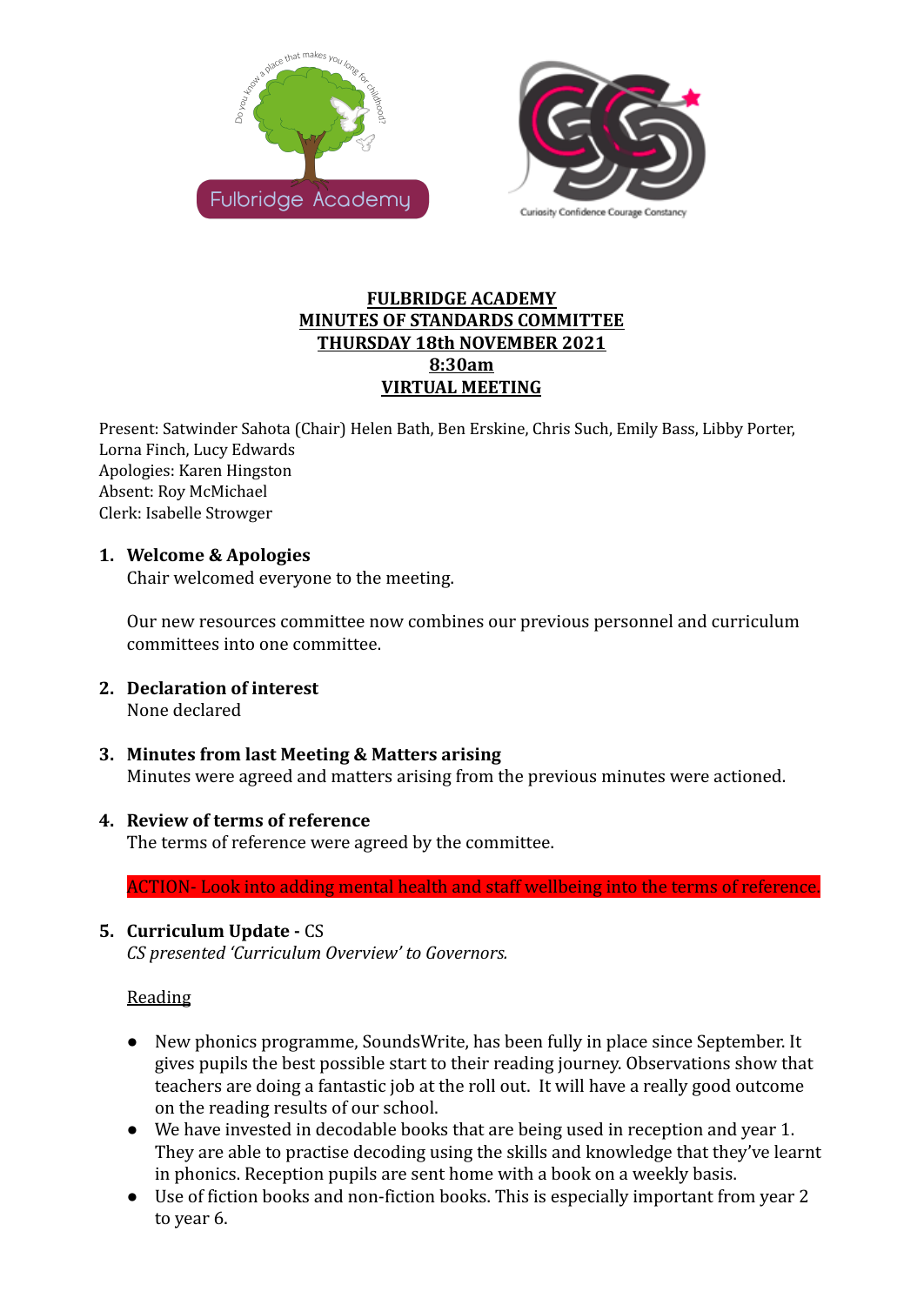**FULBRIDGE ACADEMY**
**MINUTES OF STANDARDS COMMITTEE**
**THURSDAY 18th NOVEMBER 2021**
**8:30am**
**VIRTUAL MEETING**

Present: Satwinder Sahota (Chair) Helen Bath, Ben Erskine, Chris Such, Emily Bass, Libby Porter, Lorna Finch, Lucy Edwards
Apologies: Karen Hingston
Absent: Roy McMichael
Clerk: Isabelle Strowger

1. **Welcome & Apologies**
   Chair welcomed everyone to the meeting.

   Our new resources committee now combines our previous personnel and curriculum committees into one committee.

2. **Declaration of interest**
   None declared

3. **Minutes from last Meeting & Matters arising**
   Minutes were agreed and matters arising from the previous minutes were actioned.

4. **Review of terms of reference**
   The terms of reference were agreed by the committee.

   ACTION- Look into adding mental health and staff wellbeing into the terms of reference.

5. **Curriculum Update** - CS
   *CS presented 'Curriculum Overview' to Governors.*

   Reading

   - New phonics programme, SoundsWrite, has been fully in place since September. It gives pupils the best possible start to their reading journey. Observations show that teachers are doing a fantastic job at the roll out. It will have a really good outcome on the reading results of our school.
   - We have invested in decodable books that are being used in reception and year 1. They are able to practise decoding using the skills and knowledge that they've learnt in phonics. Reception pupils are sent home with a book on a weekly basis.
   - Use of fiction books and non-fiction books. This is especially important from year 2 to year 6.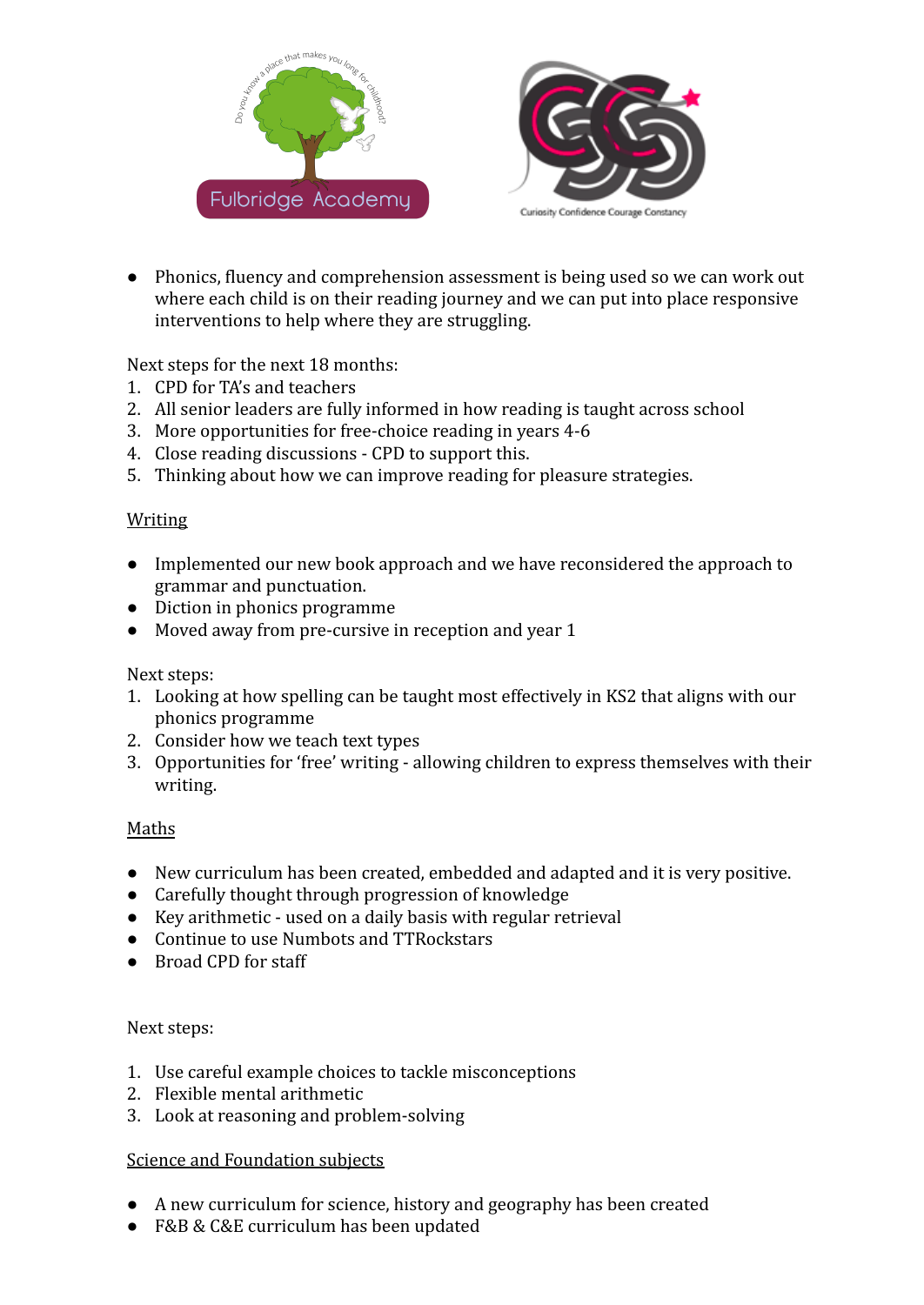- Phonics, fluency and comprehension assessment is being used so we can work out where each child is on their reading journey and we can put into place responsive interventions to help where they are struggling.

Next steps for the next 18 months:

1. CPD for TA's and teachers
2. All senior leaders are fully informed in how reading is taught across school
3. More opportunities for free-choice reading in years 4-6
4. Close reading discussions - CPD to support this.
5. Thinking about how we can improve reading for pleasure strategies.

## Writing

- Implemented our new book approach and we have reconsidered the approach to grammar and punctuation.
- Diction in phonics programme
- Moved away from pre-cursive in reception and year 1

Next steps:

1. Looking at how spelling can be taught most effectively in KS2 that aligns with our phonics programme
2. Consider how we teach text types
3. Opportunities for 'free' writing - allowing children to express themselves with their writing.

## Maths

- New curriculum has been created, embedded and adapted and it is very positive.
- Carefully thought through progression of knowledge
- Key arithmetic - used on a daily basis with regular retrieval
- Continue to use Numbots and TTRockstars
- Broad CPD for staff

Next steps:

1. Use careful example choices to tackle misconceptions
2. Flexible mental arithmetic
3. Look at reasoning and problem-solving

## Science and Foundation subjects

- A new curriculum for science, history and geography has been created
- F&B & C&E curriculum has been updated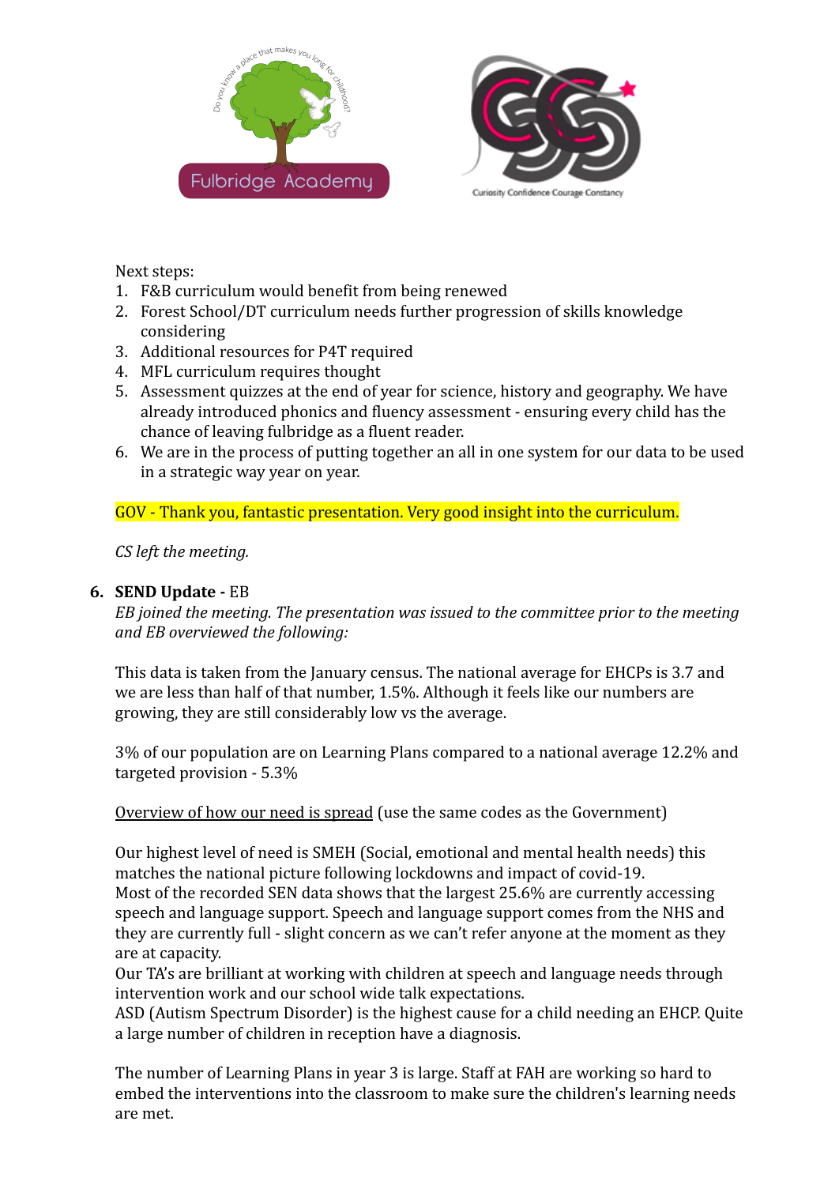Next steps:

1. F&B curriculum would benefit from being renewed
2. Forest School/DT curriculum needs further progression of skills knowledge considering
3. Additional resources for P4T required
4. MFL curriculum requires thought
5. Assessment quizzes at the end of year for science, history and geography. We have already introduced phonics and fluency assessment - ensuring every child has the chance of leaving fulbridge as a fluent reader.
6. We are in the process of putting together an all in one system for our data to be used in a strategic way year on year.

GOV - Thank you, fantastic presentation. Very good insight into the curriculum.

*CS left the meeting.*

6. **SEND Update -** EB

*EB joined the meeting. The presentation was issued to the committee prior to the meeting and EB overviewed the following:*

This data is taken from the January census. The national average for EHCPs is 3.7 and we are less than half of that number, 1.5%. Although it feels like our numbers are growing, they are still considerably low vs the average.

3% of our population are on Learning Plans compared to a national average 12.2% and targeted provision - 5.3%

<u>Overview of how our need is spread</u> (use the same codes as the Government)

Our highest level of need is SMEH (Social, emotional and mental health needs) this matches the national picture following lockdowns and impact of covid-19.
Most of the recorded SEN data shows that the largest 25.6% are currently accessing speech and language support. Speech and language support comes from the NHS and they are currently full - slight concern as we can't refer anyone at the moment as they are at capacity.
Our TA's are brilliant at working with children at speech and language needs through intervention work and our school wide talk expectations.
ASD (Autism Spectrum Disorder) is the highest cause for a child needing an EHCP. Quite a large number of children in reception have a diagnosis.

The number of Learning Plans in year 3 is large. Staff at FAH are working so hard to embed the interventions into the classroom to make sure the children's learning needs are met.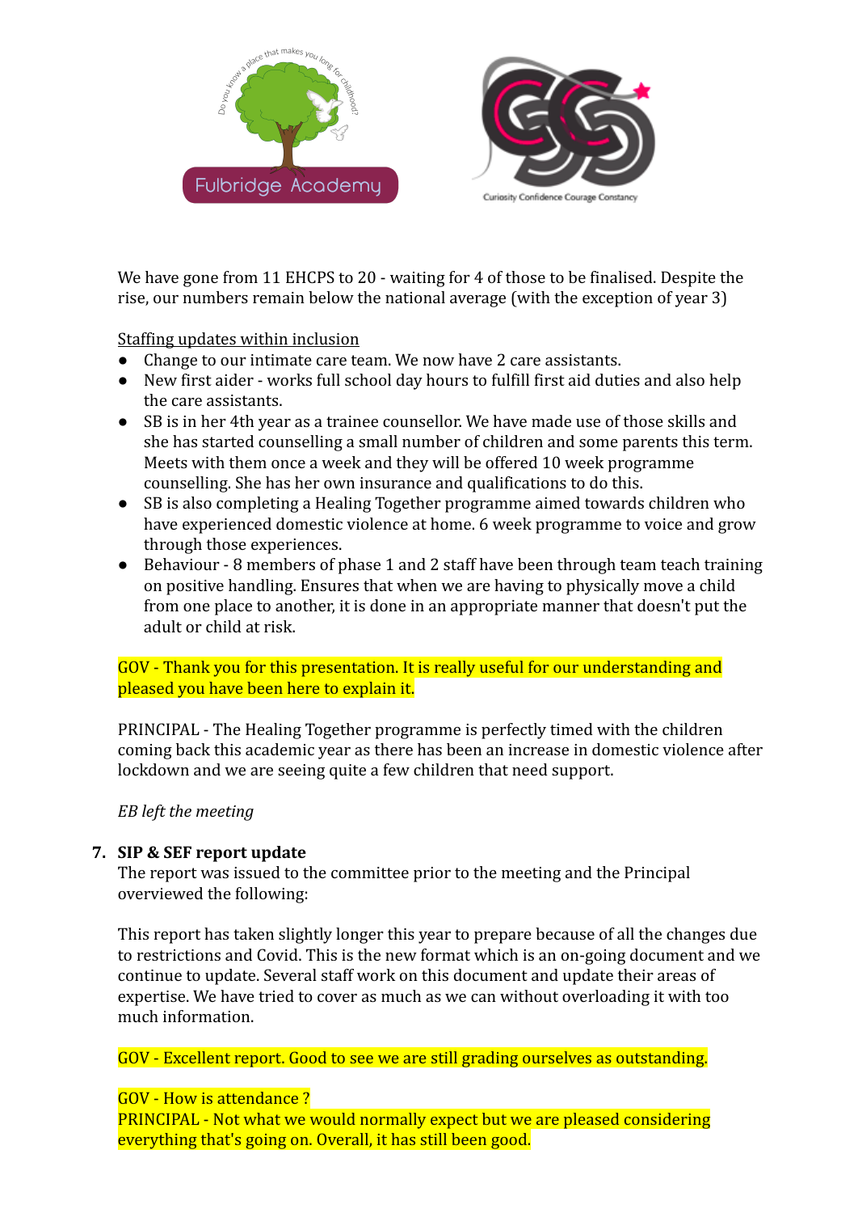We have gone from 11 EHCPS to 20 - waiting for 4 of those to be finalised. Despite the rise, our numbers remain below the national average (with the exception of year 3)

Staffing updates within inclusion

- Change to our intimate care team. We now have 2 care assistants.
- New first aider - works full school day hours to fulfill first aid duties and also help the care assistants.
- SB is in her 4th year as a trainee counsellor. We have made use of those skills and she has started counselling a small number of children and some parents this term. Meets with them once a week and they will be offered 10 week programme counselling. She has her own insurance and qualifications to do this.
- SB is also completing a Healing Together programme aimed towards children who have experienced domestic violence at home. 6 week programme to voice and grow through those experiences.
- Behaviour - 8 members of phase 1 and 2 staff have been through team teach training on positive handling. Ensures that when we are having to physically move a child from one place to another, it is done in an appropriate manner that doesn't put the adult or child at risk.

GOV - Thank you for this presentation. It is really useful for our understanding and pleased you have been here to explain it.

PRINCIPAL - The Healing Together programme is perfectly timed with the children coming back this academic year as there has been an increase in domestic violence after lockdown and we are seeing quite a few children that need support.

*EB left the meeting*

7. **SIP & SEF report update**

The report was issued to the committee prior to the meeting and the Principal overviewed the following:

This report has taken slightly longer this year to prepare because of all the changes due to restrictions and Covid. This is the new format which is an on-going document and we continue to update. Several staff work on this document and update their areas of expertise. We have tried to cover as much as we can without overloading it with too much information.

GOV - Excellent report. Good to see we are still grading ourselves as outstanding.

GOV - How is attendance ?
PRINCIPAL - Not what we would normally expect but we are pleased considering everything that's going on. Overall, it has still been good.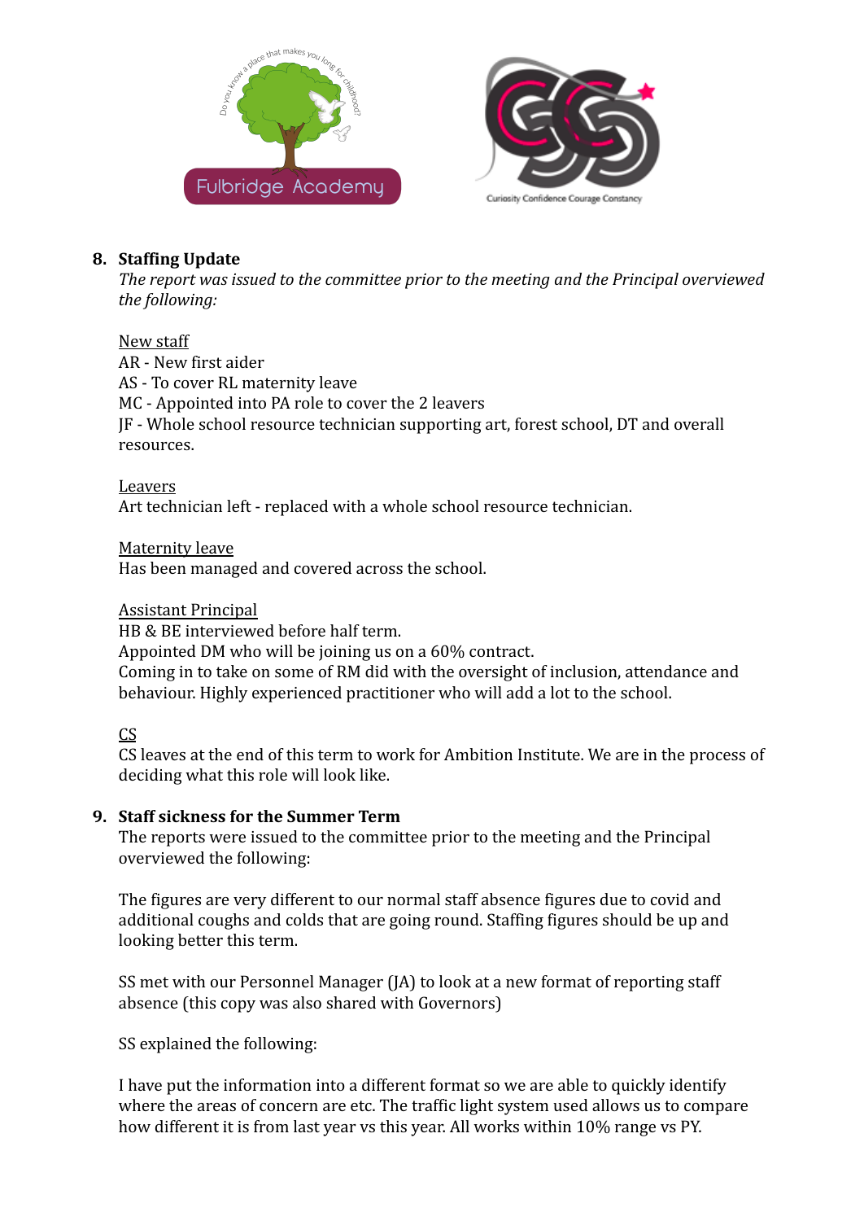## 8. Staffing Update

*The report was issued to the committee prior to the meeting and the Principal overviewed the following:*

New staff
AR - New first aider
AS - To cover RL maternity leave
MC - Appointed into PA role to cover the 2 leavers
JF - Whole school resource technician supporting art, forest school, DT and overall resources.

Leavers
Art technician left - replaced with a whole school resource technician.

Maternity leave
Has been managed and covered across the school.

Assistant Principal
HB & BE interviewed before half term.
Appointed DM who will be joining us on a 60% contract.
Coming in to take on some of RM did with the oversight of inclusion, attendance and behaviour. Highly experienced practitioner who will add a lot to the school.

CS
CS leaves at the end of this term to work for Ambition Institute. We are in the process of deciding what this role will look like.

## 9. Staff sickness for the Summer Term

The reports were issued to the committee prior to the meeting and the Principal overviewed the following:

The figures are very different to our normal staff absence figures due to covid and additional coughs and colds that are going round. Staffing figures should be up and looking better this term.

SS met with our Personnel Manager (JA) to look at a new format of reporting staff absence (this copy was also shared with Governors)

SS explained the following:

I have put the information into a different format so we are able to quickly identify where the areas of concern are etc. The traffic light system used allows us to compare how different it is from last year vs this year. All works within 10% range vs PY.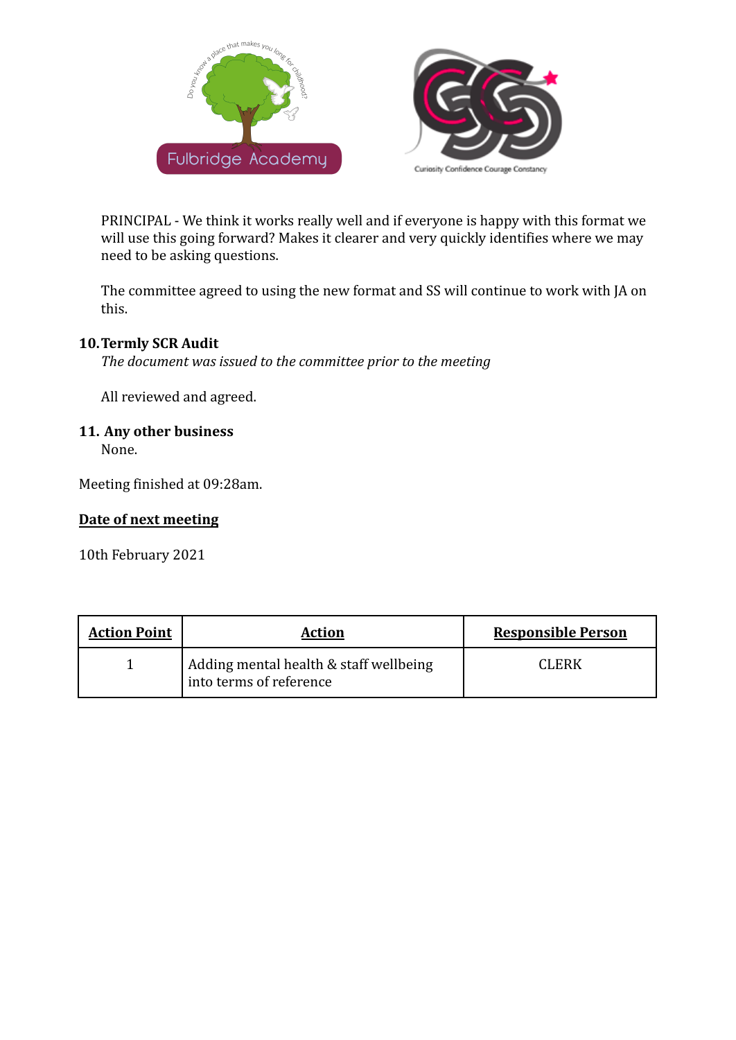PRINCIPAL - We think it works really well and if everyone is happy with this format we will use this going forward? Makes it clearer and very quickly identifies where we may need to be asking questions.

The committee agreed to using the new format and SS will continue to work with JA on this.

**10. Termly SCR Audit**

*The document was issued to the committee prior to the meeting*

All reviewed and agreed.

**11. Any other business**

None.

Meeting finished at 09:28am.

**Date of next meeting**

10th February 2021

| **Action Point** | **Action** | **Responsible Person** |
|---|---|---|
| 1 | Adding mental health & staff wellbeing into terms of reference | CLERK |